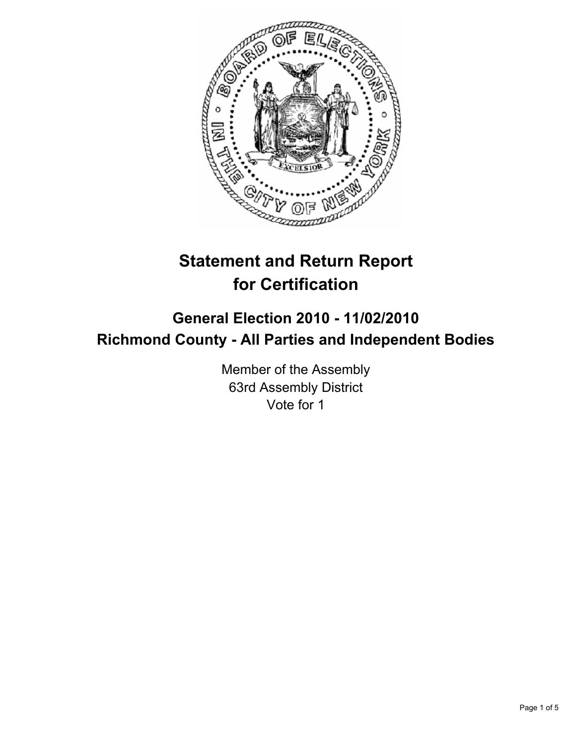# Statement and Return Report for Certification

## General Election 2010 - 11/02/2010
## Richmond County - All Parties and Independent Bodies

Member of the Assembly
63rd Assembly District
Vote for 1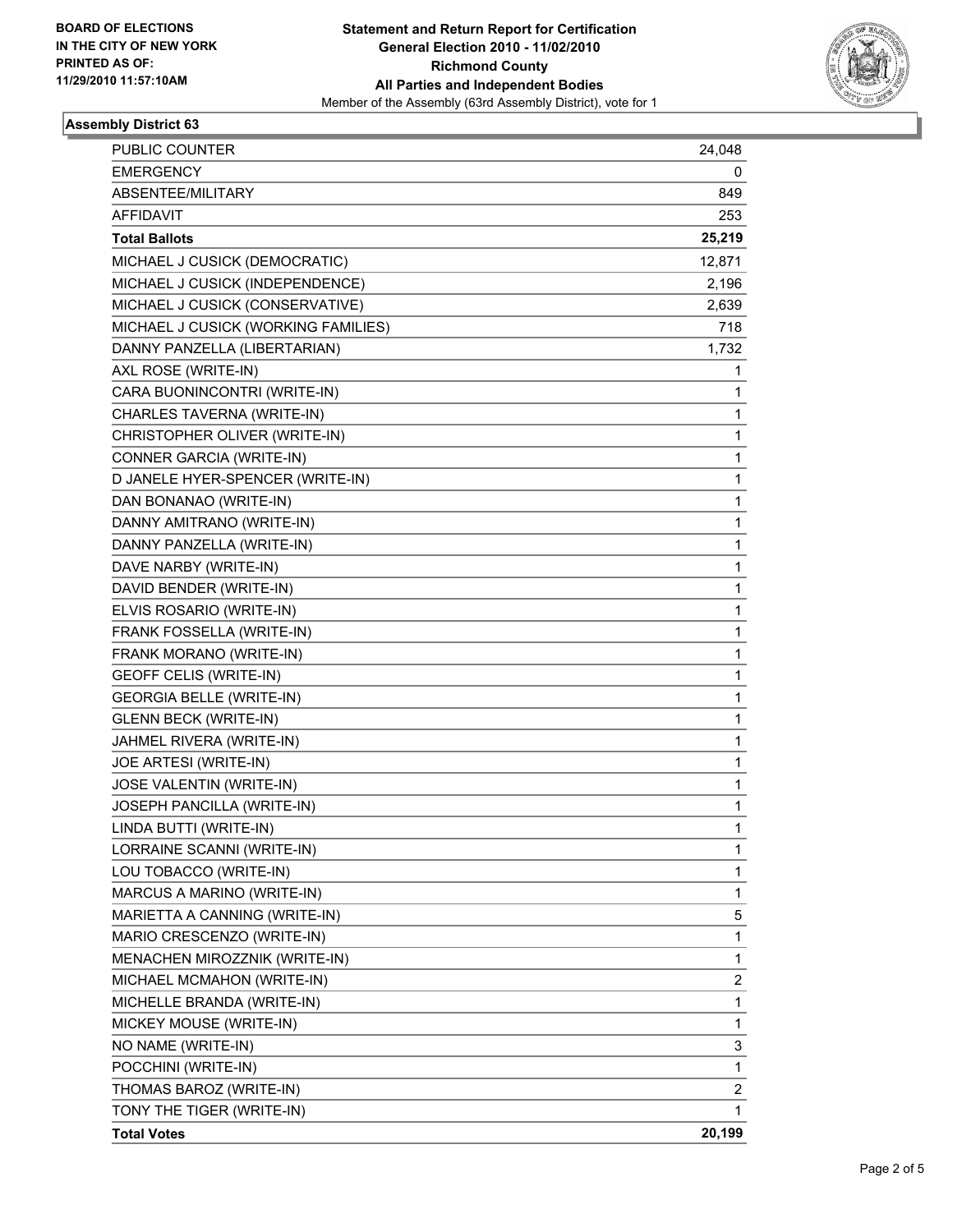**BOARD OF ELECTIONS**
**IN THE CITY OF NEW YORK**
**PRINTED AS OF:**
**11/29/2010 11:57:10AM**

**Statement and Return Report for Certification**
**General Election 2010 - 11/02/2010**
**Richmond County**
**All Parties and Independent Bodies**
Member of the Assembly (63rd Assembly District), vote for 1

## Assembly District 63

| | |
|---|---|
| PUBLIC COUNTER | 24,048 |
| EMERGENCY | 0 |
| ABSENTEE/MILITARY | 849 |
| AFFIDAVIT | 253 |
| **Total Ballots** | **25,219** |
| MICHAEL J CUSICK (DEMOCRATIC) | 12,871 |
| MICHAEL J CUSICK (INDEPENDENCE) | 2,196 |
| MICHAEL J CUSICK (CONSERVATIVE) | 2,639 |
| MICHAEL J CUSICK (WORKING FAMILIES) | 718 |
| DANNY PANZELLA (LIBERTARIAN) | 1,732 |
| AXL ROSE (WRITE-IN) | 1 |
| CARA BUONINCONTRI (WRITE-IN) | 1 |
| CHARLES TAVERNA (WRITE-IN) | 1 |
| CHRISTOPHER OLIVER (WRITE-IN) | 1 |
| CONNER GARCIA (WRITE-IN) | 1 |
| D JANELE HYER-SPENCER (WRITE-IN) | 1 |
| DAN BONANAO (WRITE-IN) | 1 |
| DANNY AMITRANO (WRITE-IN) | 1 |
| DANNY PANZELLA (WRITE-IN) | 1 |
| DAVE NARBY (WRITE-IN) | 1 |
| DAVID BENDER (WRITE-IN) | 1 |
| ELVIS ROSARIO (WRITE-IN) | 1 |
| FRANK FOSSELLA (WRITE-IN) | 1 |
| FRANK MORANO (WRITE-IN) | 1 |
| GEOFF CELIS (WRITE-IN) | 1 |
| GEORGIA BELLE (WRITE-IN) | 1 |
| GLENN BECK (WRITE-IN) | 1 |
| JAHMEL RIVERA (WRITE-IN) | 1 |
| JOE ARTESI (WRITE-IN) | 1 |
| JOSE VALENTIN (WRITE-IN) | 1 |
| JOSEPH PANCILLA (WRITE-IN) | 1 |
| LINDA BUTTI (WRITE-IN) | 1 |
| LORRAINE SCANNI (WRITE-IN) | 1 |
| LOU TOBACCO (WRITE-IN) | 1 |
| MARCUS A MARINO (WRITE-IN) | 1 |
| MARIETTA A CANNING (WRITE-IN) | 5 |
| MARIO CRESCENZO (WRITE-IN) | 1 |
| MENACHEN MIROZZNIK (WRITE-IN) | 1 |
| MICHAEL MCMAHON (WRITE-IN) | 2 |
| MICHELLE BRANDA (WRITE-IN) | 1 |
| MICKEY MOUSE (WRITE-IN) | 1 |
| NO NAME (WRITE-IN) | 3 |
| POCCHINI (WRITE-IN) | 1 |
| THOMAS BAROZ (WRITE-IN) | 2 |
| TONY THE TIGER (WRITE-IN) | 1 |
| **Total Votes** | **20,199** |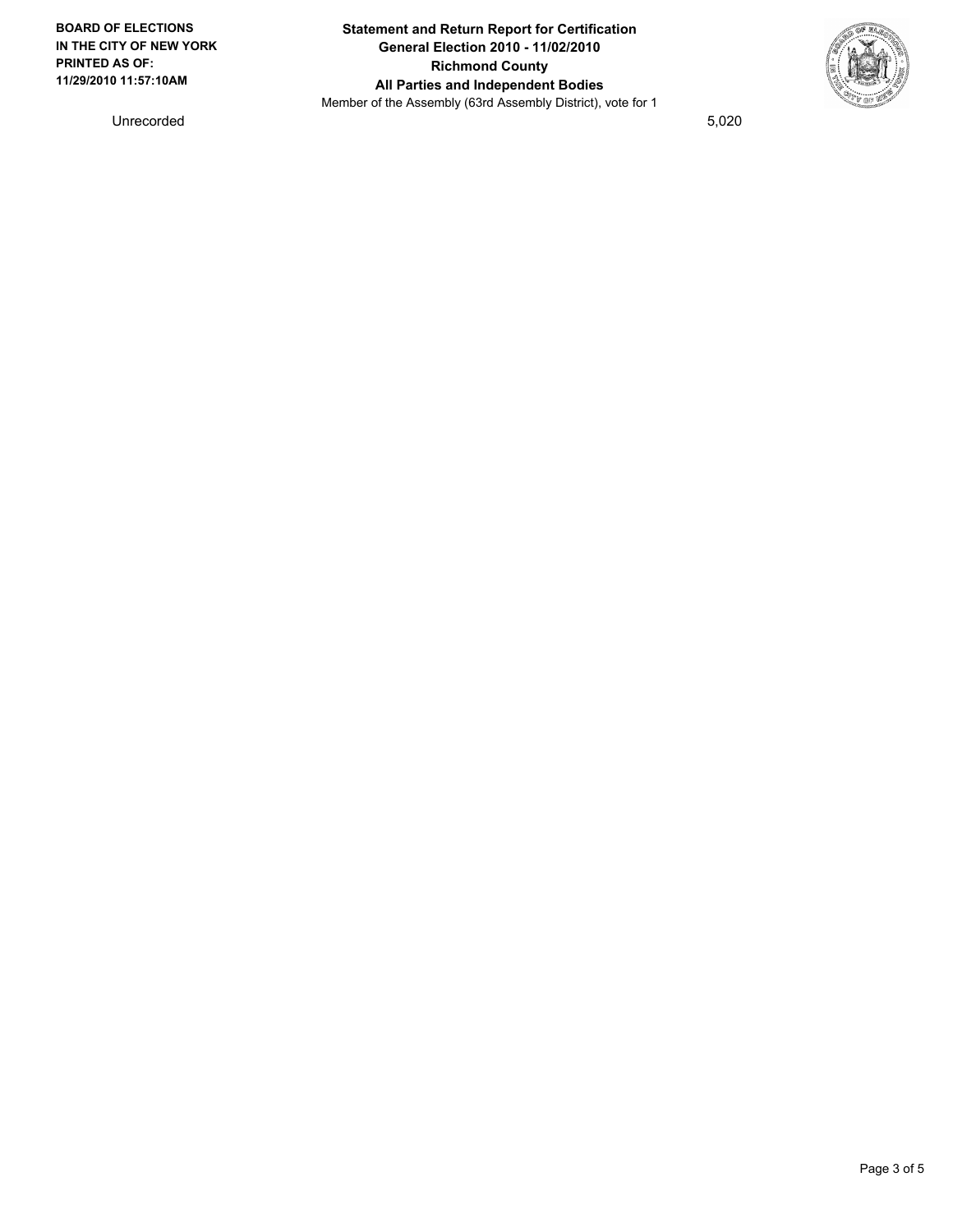**BOARD OF ELECTIONS IN THE CITY OF NEW YORK PRINTED AS OF: 11/29/2010 11:57:10AM**

**Statement and Return Report for Certification**
**General Election 2010 - 11/02/2010**
**Richmond County**
**All Parties and Independent Bodies**
Member of the Assembly (63rd Assembly District), vote for 1

| | |
|---|---|
| Unrecorded | 5,020 |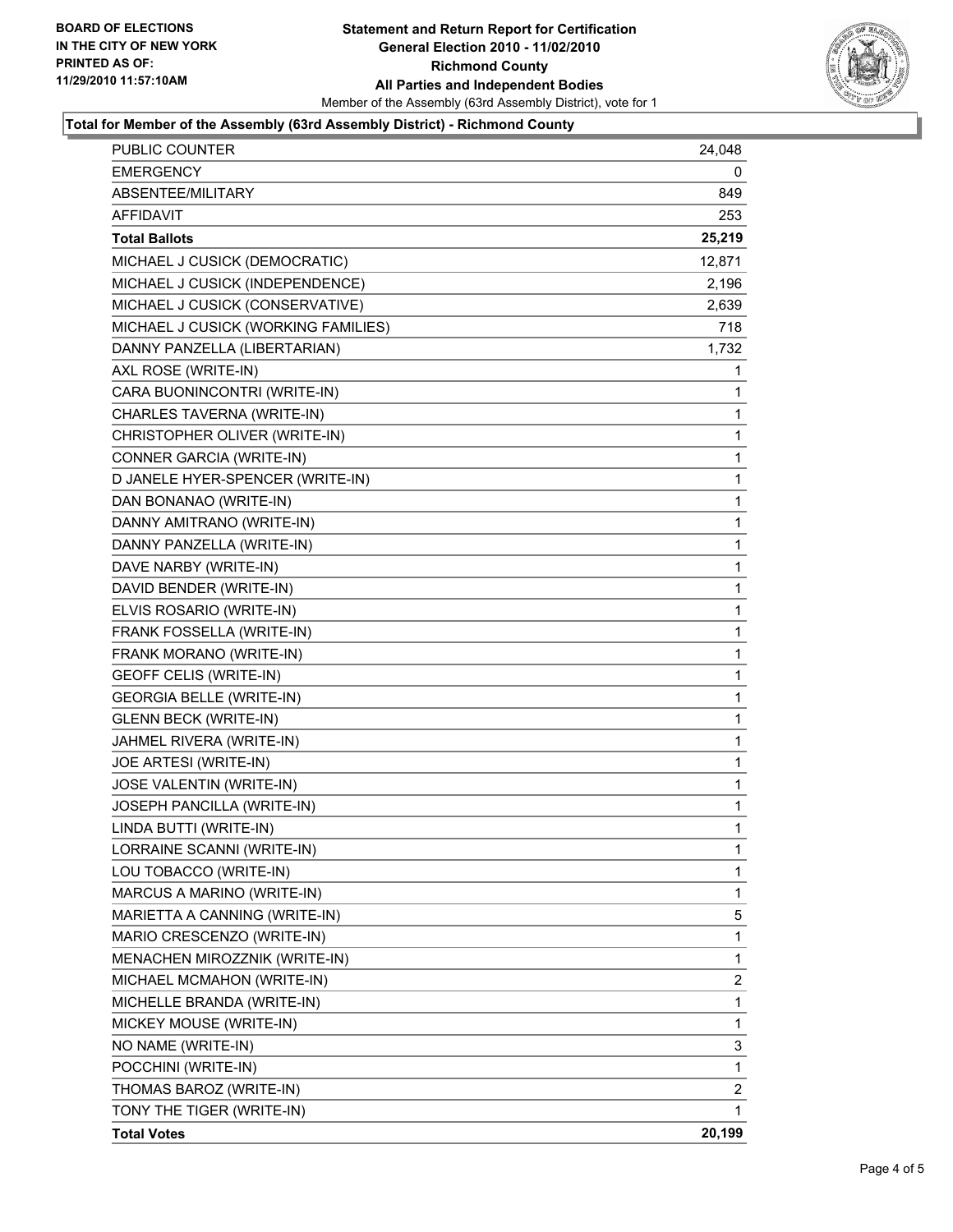**Statement and Return Report for Certification**
**General Election 2010 - 11/02/2010**
**Richmond County**
**All Parties and Independent Bodies**
Member of the Assembly (63rd Assembly District), vote for 1

BOARD OF ELECTIONS
IN THE CITY OF NEW YORK
PRINTED AS OF:
11/29/2010 11:57:10AM

**Total for Member of the Assembly (63rd Assembly District) - Richmond County**

| | |
|---|---|
| PUBLIC COUNTER | 24,048 |
| EMERGENCY | 0 |
| ABSENTEE/MILITARY | 849 |
| AFFIDAVIT | 253 |
| **Total Ballots** | **25,219** |
| MICHAEL J CUSICK (DEMOCRATIC) | 12,871 |
| MICHAEL J CUSICK (INDEPENDENCE) | 2,196 |
| MICHAEL J CUSICK (CONSERVATIVE) | 2,639 |
| MICHAEL J CUSICK (WORKING FAMILIES) | 718 |
| DANNY PANZELLA (LIBERTARIAN) | 1,732 |
| AXL ROSE (WRITE-IN) | 1 |
| CARA BUONINCONTRI (WRITE-IN) | 1 |
| CHARLES TAVERNA (WRITE-IN) | 1 |
| CHRISTOPHER OLIVER (WRITE-IN) | 1 |
| CONNER GARCIA (WRITE-IN) | 1 |
| D JANELE HYER-SPENCER (WRITE-IN) | 1 |
| DAN BONANAO (WRITE-IN) | 1 |
| DANNY AMITRANO (WRITE-IN) | 1 |
| DANNY PANZELLA (WRITE-IN) | 1 |
| DAVE NARBY (WRITE-IN) | 1 |
| DAVID BENDER (WRITE-IN) | 1 |
| ELVIS ROSARIO (WRITE-IN) | 1 |
| FRANK FOSSELLA (WRITE-IN) | 1 |
| FRANK MORANO (WRITE-IN) | 1 |
| GEOFF CELIS (WRITE-IN) | 1 |
| GEORGIA BELLE (WRITE-IN) | 1 |
| GLENN BECK (WRITE-IN) | 1 |
| JAHMEL RIVERA (WRITE-IN) | 1 |
| JOE ARTESI (WRITE-IN) | 1 |
| JOSE VALENTIN (WRITE-IN) | 1 |
| JOSEPH PANCILLA (WRITE-IN) | 1 |
| LINDA BUTTI (WRITE-IN) | 1 |
| LORRAINE SCANNI (WRITE-IN) | 1 |
| LOU TOBACCO (WRITE-IN) | 1 |
| MARCUS A MARINO (WRITE-IN) | 1 |
| MARIETTA A CANNING (WRITE-IN) | 5 |
| MARIO CRESCENZO (WRITE-IN) | 1 |
| MENACHEN MIROZZNIK (WRITE-IN) | 1 |
| MICHAEL MCMAHON (WRITE-IN) | 2 |
| MICHELLE BRANDA (WRITE-IN) | 1 |
| MICKEY MOUSE (WRITE-IN) | 1 |
| NO NAME (WRITE-IN) | 3 |
| POCCHINI (WRITE-IN) | 1 |
| THOMAS BAROZ (WRITE-IN) | 2 |
| TONY THE TIGER (WRITE-IN) | 1 |
| **Total Votes** | **20,199** |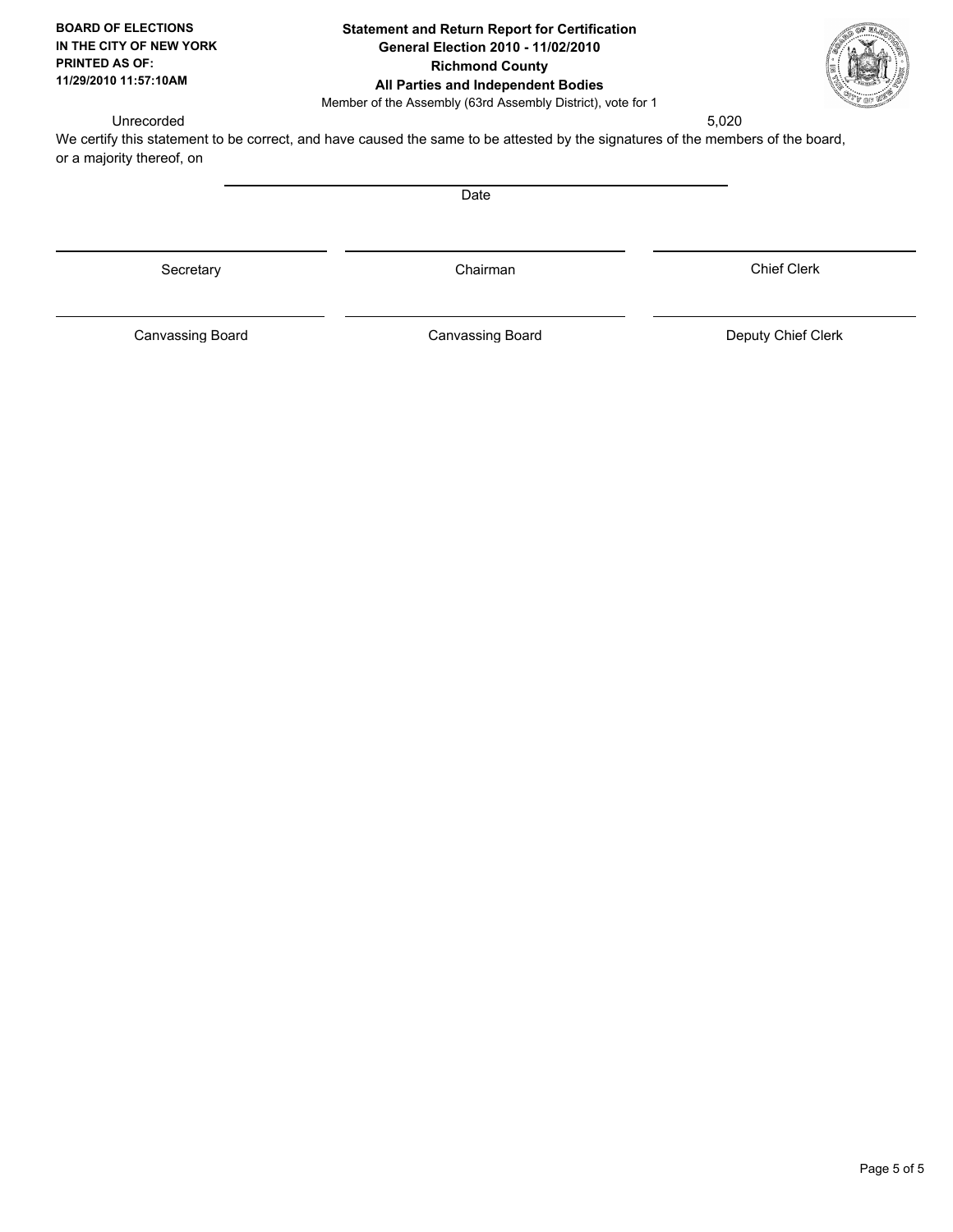**BOARD OF ELECTIONS IN THE CITY OF NEW YORK PRINTED AS OF: 11/29/2010 11:57:10AM**

**Statement and Return Report for Certification**
**General Election 2010 - 11/02/2010**
**Richmond County**
**All Parties and Independent Bodies**
Member of the Assembly (63rd Assembly District), vote for 1

| | |
|---|---|
| Unrecorded | 5,020 |

We certify this statement to be correct, and have caused the same to be attested by the signatures of the members of the board, or a majority thereof, on

\_\_\_\_\_\_\_\_\_\_\_\_\_\_\_\_\_\_\_\_\_\_\_\_\_\_\_\_\_\_
Date

| | | |
|---|---|---|
| Secretary | Chairman | Chief Clerk |
| Canvassing Board | Canvassing Board | Deputy Chief Clerk |